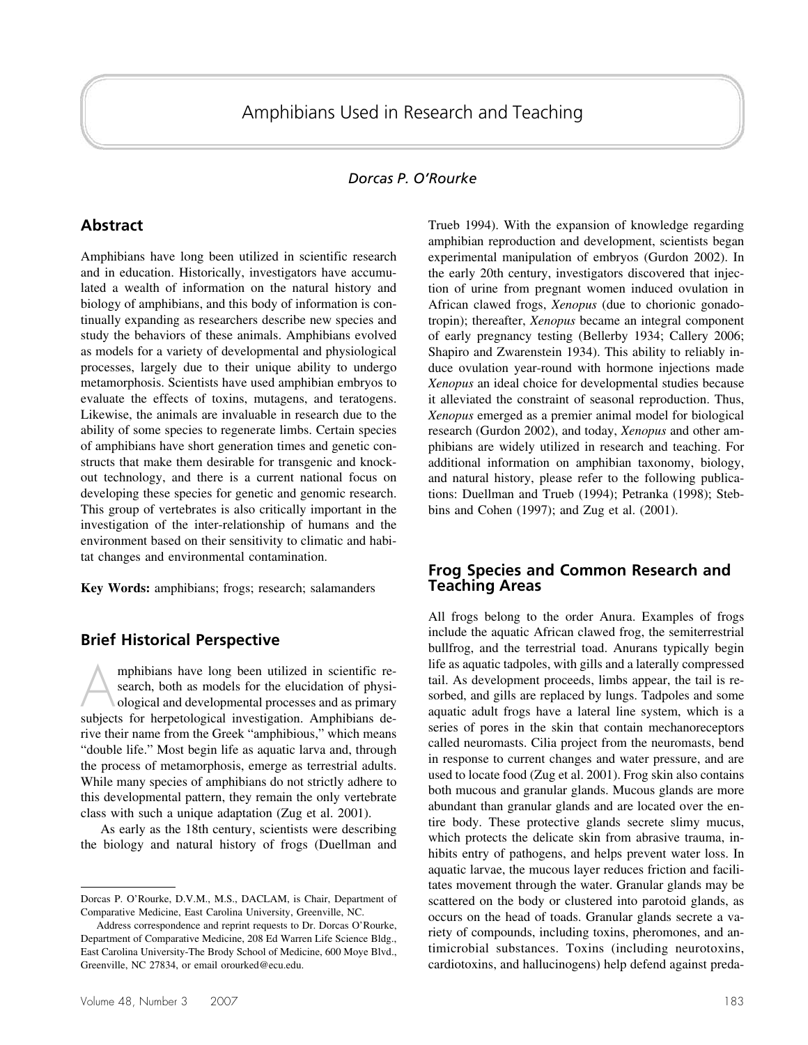# Amphibians Used in Research and Teaching

*Dorcas P. O'Rourke*

## Abstract

Amphibians have long been utilized in scientific research and in education. Historically, investigators have accumulated a wealth of information on the natural history and biology of amphibians, and this body of information is continually expanding as researchers describe new species and study the behaviors of these animals. Amphibians evolved as models for a variety of developmental and physiological processes, largely due to their unique ability to undergo metamorphosis. Scientists have used amphibian embryos to evaluate the effects of toxins, mutagens, and teratogens. Likewise, the animals are invaluable in research due to the ability of some species to regenerate limbs. Certain species of amphibians have short generation times and genetic constructs that make them desirable for transgenic and knockout technology, and there is a current national focus on developing these species for genetic and genomic research. This group of vertebrates is also critically important in the investigation of the inter-relationship of humans and the environment based on their sensitivity to climatic and habitat changes and environmental contamination.

**Key Words:** amphibians; frogs; research; salamanders

## Brief Historical Perspective

Amphibians have long been utilized in scientific research, both as models for the elucidation of physiological and developmental processes and as primary subjects for herpetological investigation. Amphibians derive their name from the Greek "amphibious," which means "double life." Most begin life as aquatic larva and, through the process of metamorphosis, emerge as terrestrial adults. While many species of amphibians do not strictly adhere to this developmental pattern, they remain the only vertebrate class with such a unique adaptation (Zug et al. 2001).

As early as the 18th century, scientists were describing the biology and natural history of frogs (Duellman and Trueb 1994). With the expansion of knowledge regarding amphibian reproduction and development, scientists began experimental manipulation of embryos (Gurdon 2002). In the early 20th century, investigators discovered that injection of urine from pregnant women induced ovulation in African clawed frogs, *Xenopus* (due to chorionic gonadotropin); thereafter, *Xenopus* became an integral component of early pregnancy testing (Bellerby 1934; Callery 2006; Shapiro and Zwarenstein 1934). This ability to reliably induce ovulation year-round with hormone injections made *Xenopus* an ideal choice for developmental studies because it alleviated the constraint of seasonal reproduction. Thus, *Xenopus* emerged as a premier animal model for biological research (Gurdon 2002), and today, *Xenopus* and other amphibians are widely utilized in research and teaching. For additional information on amphibian taxonomy, biology, and natural history, please refer to the following publications: Duellman and Trueb (1994); Petranka (1998); Stebbins and Cohen (1997); and Zug et al. (2001).

## Frog Species and Common Research and Teaching Areas

All frogs belong to the order Anura. Examples of frogs include the aquatic African clawed frog, the semiterrestrial bullfrog, and the terrestrial toad. Anurans typically begin life as aquatic tadpoles, with gills and a laterally compressed tail. As development proceeds, limbs appear, the tail is resorbed, and gills are replaced by lungs. Tadpoles and some aquatic adult frogs have a lateral line system, which is a series of pores in the skin that contain mechanoreceptors called neuromasts. Cilia project from the neuromasts, bend in response to current changes and water pressure, and are used to locate food (Zug et al. 2001). Frog skin also contains both mucous and granular glands. Mucous glands are more abundant than granular glands and are located over the entire body. These protective glands secrete slimy mucus, which protects the delicate skin from abrasive trauma, inhibits entry of pathogens, and helps prevent water loss. In aquatic larvae, the mucous layer reduces friction and facilitates movement through the water. Granular glands may be scattered on the body or clustered into parotoid glands, as occurs on the head of toads. Granular glands secrete a variety of compounds, including toxins, pheromones, and antimicrobial substances. Toxins (including neurotoxins, cardiotoxins, and hallucinogens) help defend against preda-

Dorcas P. O'Rourke, D.V.M., M.S., DACLAM, is Chair, Department of Comparative Medicine, East Carolina University, Greenville, NC.

Address correspondence and reprint requests to Dr. Dorcas O'Rourke, Department of Comparative Medicine, 208 Ed Warren Life Science Bldg., East Carolina University-The Brody School of Medicine, 600 Moye Blvd., Greenville, NC 27834, or email orourked@ecu.edu.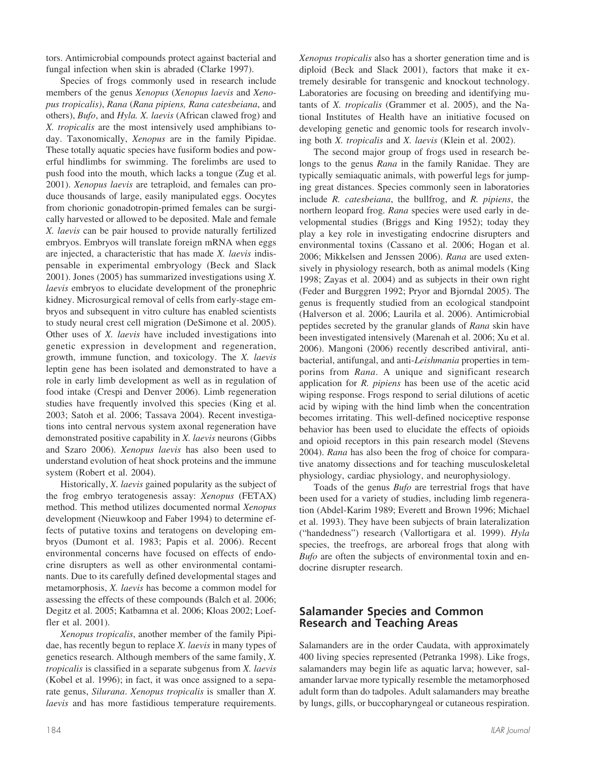tors. Antimicrobial compounds protect against bacterial and fungal infection when skin is abraded (Clarke 1997).

Species of frogs commonly used in research include members of the genus *Xenopus* (*Xenopus laevis* and *Xenopus tropicalis)*, *Rana* (*Rana pipiens, Rana catesbeiana*, and others), *Bufo*, and *Hyla. X. laevis* (African clawed frog) and *X. tropicalis* are the most intensively used amphibians today. Taxonomically, *Xenopus* are in the family Pipidae. These totally aquatic species have fusiform bodies and powerful hindlimbs for swimming. The forelimbs are used to push food into the mouth, which lacks a tongue (Zug et al. 2001). *Xenopus laevis* are tetraploid, and females can produce thousands of large, easily manipulated eggs. Oocytes from chorionic gonadotropin-primed females can be surgically harvested or allowed to be deposited. Male and female *X. laevis* can be pair housed to provide naturally fertilized embryos. Embryos will translate foreign mRNA when eggs are injected, a characteristic that has made *X. laevis* indispensable in experimental embryology (Beck and Slack 2001). Jones (2005) has summarized investigations using *X. laevis* embryos to elucidate development of the pronephric kidney. Microsurgical removal of cells from early-stage embryos and subsequent in vitro culture has enabled scientists to study neural crest cell migration (DeSimone et al. 2005). Other uses of *X. laevis* have included investigations into genetic expression in development and regeneration, growth, immune function, and toxicology. The *X. laevis* leptin gene has been isolated and demonstrated to have a role in early limb development as well as in regulation of food intake (Crespi and Denver 2006). Limb regeneration studies have frequently involved this species (King et al. 2003; Satoh et al. 2006; Tassava 2004). Recent investigations into central nervous system axonal regeneration have demonstrated positive capability in *X. laevis* neurons (Gibbs and Szaro 2006). *Xenopus laevis* has also been used to understand evolution of heat shock proteins and the immune system (Robert et al. 2004).

Historically, *X. laevis* gained popularity as the subject of the frog embryo teratogenesis assay: *Xenopus* (FETAX) method. This method utilizes documented normal *Xenopus* development (Nieuwkoop and Faber 1994) to determine effects of putative toxins and teratogens on developing embryos (Dumont et al. 1983; Papis et al. 2006). Recent environmental concerns have focused on effects of endocrine disrupters as well as other environmental contaminants. Due to its carefully defined developmental stages and metamorphosis, *X. laevis* has become a common model for assessing the effects of these compounds (Balch et al. 2006; Degitz et al. 2005; Katbamna et al. 2006; Kloas 2002; Loeffler et al. 2001).

*Xenopus tropicalis*, another member of the family Pipidae, has recently begun to replace *X. laevis* in many types of genetics research. Although members of the same family, *X. tropicalis* is classified in a separate subgenus from *X. laevis* (Kobel et al. 1996); in fact, it was once assigned to a separate genus, *Silurana*. *Xenopus tropicalis* is smaller than *X. laevis* and has more fastidious temperature requirements. *Xenopus tropicalis* also has a shorter generation time and is diploid (Beck and Slack 2001), factors that make it extremely desirable for transgenic and knockout technology. Laboratories are focusing on breeding and identifying mutants of *X. tropicalis* (Grammer et al. 2005), and the National Institutes of Health have an initiative focused on developing genetic and genomic tools for research involving both *X. tropicalis* and *X. laevis* (Klein et al. 2002).

The second major group of frogs used in research belongs to the genus *Rana* in the family Ranidae. They are typically semiaquatic animals, with powerful legs for jumping great distances. Species commonly seen in laboratories include *R. catesbeiana*, the bullfrog, and *R. pipiens*, the northern leopard frog. *Rana* species were used early in developmental studies (Briggs and King 1952); today they play a key role in investigating endocrine disrupters and environmental toxins (Cassano et al. 2006; Hogan et al. 2006; Mikkelsen and Jenssen 2006). *Rana* are used extensively in physiology research, both as animal models (King 1998; Zayas et al. 2004) and as subjects in their own right (Feder and Burggren 1992; Pryor and Bjorndal 2005). The genus is frequently studied from an ecological standpoint (Halverson et al. 2006; Laurila et al. 2006). Antimicrobial peptides secreted by the granular glands of *Rana* skin have been investigated intensively (Marenah et al. 2006; Xu et al. 2006). Mangoni (2006) recently described antiviral, antibacterial, antifungal, and anti-*Leishmania* properties in temporins from *Rana*. A unique and significant research application for *R. pipiens* has been use of the acetic acid wiping response. Frogs respond to serial dilutions of acetic acid by wiping with the hind limb when the concentration becomes irritating. This well-defined nociceptive response behavior has been used to elucidate the effects of opioids and opioid receptors in this pain research model (Stevens 2004). *Rana* has also been the frog of choice for comparative anatomy dissections and for teaching musculoskeletal physiology, cardiac physiology, and neurophysiology.

Toads of the genus *Bufo* are terrestrial frogs that have been used for a variety of studies, including limb regeneration (Abdel-Karim 1989; Everett and Brown 1996; Michael et al. 1993). They have been subjects of brain lateralization ("handedness") research (Vallortigara et al. 1999). *Hyla* species, the treefrogs, are arboreal frogs that along with *Bufo* are often the subjects of environmental toxin and endocrine disrupter research.

## Salamander Species and Common Research and Teaching Areas

Salamanders are in the order Caudata, with approximately 400 living species represented (Petranka 1998). Like frogs, salamanders may begin life as aquatic larva; however, salamander larvae more typically resemble the metamorphosed adult form than do tadpoles. Adult salamanders may breathe by lungs, gills, or buccopharyngeal or cutaneous respiration.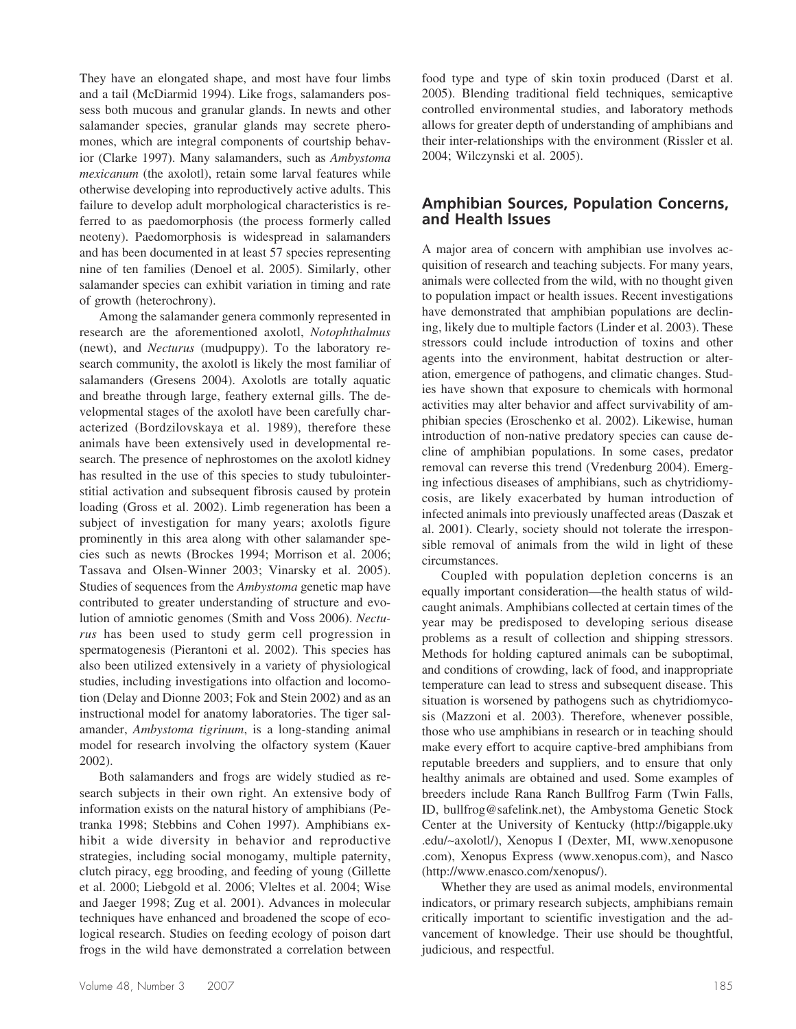They have an elongated shape, and most have four limbs and a tail (McDiarmid 1994). Like frogs, salamanders possess both mucous and granular glands. In newts and other salamander species, granular glands may secrete pheromones, which are integral components of courtship behavior (Clarke 1997). Many salamanders, such as *Ambystoma mexicanum* (the axolotl), retain some larval features while otherwise developing into reproductively active adults. This failure to develop adult morphological characteristics is referred to as paedomorphosis (the process formerly called neoteny). Paedomorphosis is widespread in salamanders and has been documented in at least 57 species representing nine of ten families (Denoel et al. 2005). Similarly, other salamander species can exhibit variation in timing and rate of growth (heterochrony).

Among the salamander genera commonly represented in research are the aforementioned axolotl, *Notophthalmus* (newt), and *Necturus* (mudpuppy). To the laboratory research community, the axolotl is likely the most familiar of salamanders (Gresens 2004). Axolotls are totally aquatic and breathe through large, feathery external gills. The developmental stages of the axolotl have been carefully characterized (Bordzilovskaya et al. 1989), therefore these animals have been extensively used in developmental research. The presence of nephrostomes on the axolotl kidney has resulted in the use of this species to study tubulointerstitial activation and subsequent fibrosis caused by protein loading (Gross et al. 2002). Limb regeneration has been a subject of investigation for many years; axolotls figure prominently in this area along with other salamander species such as newts (Brockes 1994; Morrison et al. 2006; Tassava and Olsen-Winner 2003; Vinarsky et al. 2005). Studies of sequences from the *Ambystoma* genetic map have contributed to greater understanding of structure and evolution of amniotic genomes (Smith and Voss 2006). *Necturus* has been used to study germ cell progression in spermatogenesis (Pierantoni et al. 2002). This species has also been utilized extensively in a variety of physiological studies, including investigations into olfaction and locomotion (Delay and Dionne 2003; Fok and Stein 2002) and as an instructional model for anatomy laboratories. The tiger salamander, *Ambystoma tigrinum*, is a long-standing animal model for research involving the olfactory system (Kauer 2002).

Both salamanders and frogs are widely studied as research subjects in their own right. An extensive body of information exists on the natural history of amphibians (Petranka 1998; Stebbins and Cohen 1997). Amphibians exhibit a wide diversity in behavior and reproductive strategies, including social monogamy, multiple paternity, clutch piracy, egg brooding, and feeding of young (Gillette et al. 2000; Liebgold et al. 2006; Vleltes et al. 2004; Wise and Jaeger 1998; Zug et al. 2001). Advances in molecular techniques have enhanced and broadened the scope of ecological research. Studies on feeding ecology of poison dart frogs in the wild have demonstrated a correlation between food type and type of skin toxin produced (Darst et al. 2005). Blending traditional field techniques, semicaptive controlled environmental studies, and laboratory methods allows for greater depth of understanding of amphibians and their inter-relationships with the environment (Rissler et al. 2004; Wilczynski et al. 2005).

## Amphibian Sources, Population Concerns, and Health Issues

A major area of concern with amphibian use involves acquisition of research and teaching subjects. For many years, animals were collected from the wild, with no thought given to population impact or health issues. Recent investigations have demonstrated that amphibian populations are declining, likely due to multiple factors (Linder et al. 2003). These stressors could include introduction of toxins and other agents into the environment, habitat destruction or alteration, emergence of pathogens, and climatic changes. Studies have shown that exposure to chemicals with hormonal activities may alter behavior and affect survivability of amphibian species (Eroschenko et al. 2002). Likewise, human introduction of non-native predatory species can cause decline of amphibian populations. In some cases, predator removal can reverse this trend (Vredenburg 2004). Emerging infectious diseases of amphibians, such as chytridiomycosis, are likely exacerbated by human introduction of infected animals into previously unaffected areas (Daszak et al. 2001). Clearly, society should not tolerate the irresponsible removal of animals from the wild in light of these circumstances.

Coupled with population depletion concerns is an equally important consideration—the health status of wild-caught animals. Amphibians collected at certain times of the year may be predisposed to developing serious disease problems as a result of collection and shipping stressors. Methods for holding captured animals can be suboptimal, and conditions of crowding, lack of food, and inappropriate temperature can lead to stress and subsequent disease. This situation is worsened by pathogens such as chytridiomycosis (Mazzoni et al. 2003). Therefore, whenever possible, those who use amphibians in research or in teaching should make every effort to acquire captive-bred amphibians from reputable breeders and suppliers, and to ensure that only healthy animals are obtained and used. Some examples of breeders include Rana Ranch Bullfrog Farm (Twin Falls, ID, bullfrog@safelink.net), the Ambystoma Genetic Stock Center at the University of Kentucky (http://bigapple.uky.edu/~axolotl/), Xenopus I (Dexter, MI, www.xenopusone.com), Xenopus Express (www.xenopus.com), and Nasco (http://www.enasco.com/xenopus/).

Whether they are used as animal models, environmental indicators, or primary research subjects, amphibians remain critically important to scientific investigation and the advancement of knowledge. Their use should be thoughtful, judicious, and respectful.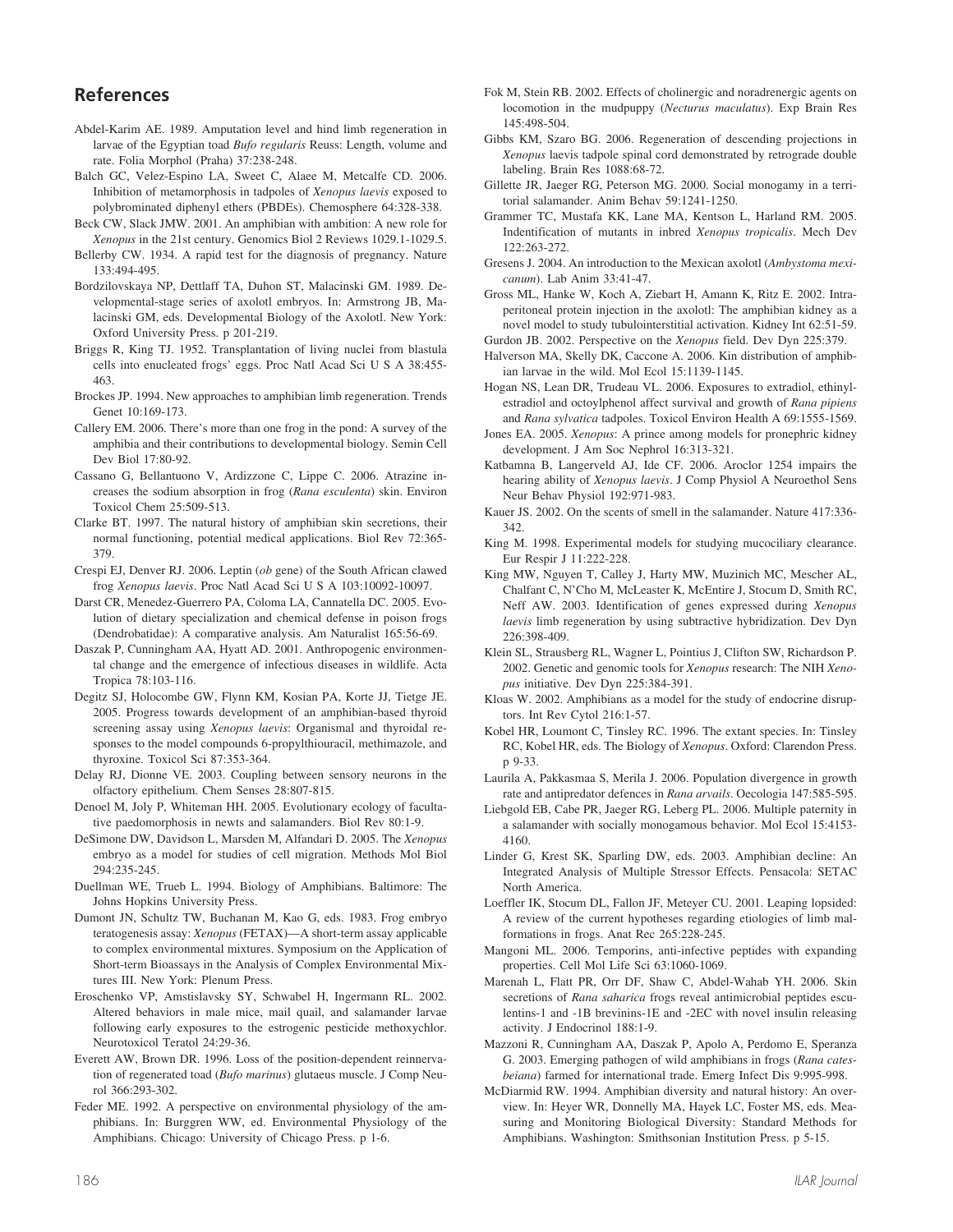## References

Abdel-Karim AE. 1989. Amputation level and hind limb regeneration in larvae of the Egyptian toad *Bufo regularis* Reuss: Length, volume and rate. Folia Morphol (Praha) 37:238-248.

Balch GC, Velez-Espino LA, Sweet C, Alaee M, Metcalfe CD. 2006. Inhibition of metamorphosis in tadpoles of *Xenopus laevis* exposed to polybrominated diphenyl ethers (PBDEs). Chemosphere 64:328-338.

Beck CW, Slack JMW. 2001. An amphibian with ambition: A new role for *Xenopus* in the 21st century. Genomics Biol 2 Reviews 1029.1-1029.5.

Bellerby CW. 1934. A rapid test for the diagnosis of pregnancy. Nature 133:494-495.

Bordzilovskaya NP, Dettlaff TA, Duhon ST, Malacinski GM. 1989. Developmental-stage series of axolotl embryos. In: Armstrong JB, Malacinski GM, eds. Developmental Biology of the Axolotl. New York: Oxford University Press. p 201-219.

Briggs R, King TJ. 1952. Transplantation of living nuclei from blastula cells into enucleated frogs' eggs. Proc Natl Acad Sci U S A 38:455-463.

Brockes JP. 1994. New approaches to amphibian limb regeneration. Trends Genet 10:169-173.

Callery EM. 2006. There's more than one frog in the pond: A survey of the amphibia and their contributions to developmental biology. Semin Cell Dev Biol 17:80-92.

Cassano G, Bellantuono V, Ardizzone C, Lippe C. 2006. Atrazine increases the sodium absorption in frog (*Rana esculenta*) skin. Environ Toxicol Chem 25:509-513.

Clarke BT. 1997. The natural history of amphibian skin secretions, their normal functioning, potential medical applications. Biol Rev 72:365-379.

Crespi EJ, Denver RJ. 2006. Leptin (*ob* gene) of the South African clawed frog *Xenopus laevis*. Proc Natl Acad Sci U S A 103:10092-10097.

Darst CR, Menedez-Guerrero PA, Coloma LA, Cannatella DC. 2005. Evolution of dietary specialization and chemical defense in poison frogs (Dendrobatidae): A comparative analysis. Am Naturalist 165:56-69.

Daszak P, Cunningham AA, Hyatt AD. 2001. Anthropogenic environmental change and the emergence of infectious diseases in wildlife. Acta Tropica 78:103-116.

Degitz SJ, Holocombe GW, Flynn KM, Kosian PA, Korte JJ, Tietge JE. 2005. Progress towards development of an amphibian-based thyroid screening assay using *Xenopus laevis*: Organismal and thyroidal responses to the model compounds 6-propylthiouracil, methimazole, and thyroxine. Toxicol Sci 87:353-364.

Delay RJ, Dionne VE. 2003. Coupling between sensory neurons in the olfactory epithelium. Chem Senses 28:807-815.

Denoel M, Joly P, Whiteman HH. 2005. Evolutionary ecology of facultative paedomorphosis in newts and salamanders. Biol Rev 80:1-9.

DeSimone DW, Davidson L, Marsden M, Alfandari D. 2005. The *Xenopus* embryo as a model for studies of cell migration. Methods Mol Biol 294:235-245.

Duellman WE, Trueb L. 1994. Biology of Amphibians. Baltimore: The Johns Hopkins University Press.

Dumont JN, Schultz TW, Buchanan M, Kao G, eds. 1983. Frog embryo teratogenesis assay: *Xenopus* (FETAX)—A short-term assay applicable to complex environmental mixtures. Symposium on the Application of Short-term Bioassays in the Analysis of Complex Environmental Mixtures III. New York: Plenum Press.

Eroschenko VP, Amstislavsky SY, Schwabel H, Ingermann RL. 2002. Altered behaviors in male mice, mail quail, and salamander larvae following early exposures to the estrogenic pesticide methoxychlor. Neurotoxicol Teratol 24:29-36.

Everett AW, Brown DR. 1996. Loss of the position-dependent reinnervation of regenerated toad (*Bufo marinus*) glutaeus muscle. J Comp Neurol 366:293-302.

Feder ME. 1992. A perspective on environmental physiology of the amphibians. In: Burggren WW, ed. Environmental Physiology of the Amphibians. Chicago: University of Chicago Press. p 1-6.

Fok M, Stein RB. 2002. Effects of cholinergic and noradrenergic agents on locomotion in the mudpuppy (*Necturus maculatus*). Exp Brain Res 145:498-504.

Gibbs KM, Szaro BG. 2006. Regeneration of descending projections in *Xenopus* laevis tadpole spinal cord demonstrated by retrograde double labeling. Brain Res 1088:68-72.

Gillette JR, Jaeger RG, Peterson MG. 2000. Social monogamy in a territorial salamander. Anim Behav 59:1241-1250.

Grammer TC, Mustafa KK, Lane MA, Kentson L, Harland RM. 2005. Indentification of mutants in inbred *Xenopus tropicalis*. Mech Dev 122:263-272.

Gresens J. 2004. An introduction to the Mexican axolotl (*Ambystoma mexicanum*). Lab Anim 33:41-47.

Gross ML, Hanke W, Koch A, Ziebart H, Amann K, Ritz E. 2002. Intraperitoneal protein injection in the axolotl: The amphibian kidney as a novel model to study tubulointerstitial activation. Kidney Int 62:51-59.

Gurdon JB. 2002. Perspective on the *Xenopus* field. Dev Dyn 225:379.

Halverson MA, Skelly DK, Caccone A. 2006. Kin distribution of amphibian larvae in the wild. Mol Ecol 15:1139-1145.

Hogan NS, Lean DR, Trudeau VL. 2006. Exposures to extradiol, ethinylestradiol and octoylphenol affect survival and growth of *Rana pipiens* and *Rana sylvatica* tadpoles. Toxicol Environ Health A 69:1555-1569.

Jones EA. 2005. *Xenopus*: A prince among models for pronephric kidney development. J Am Soc Nephrol 16:313-321.

Katbamna B, Langerveld AJ, Ide CF. 2006. Aroclor 1254 impairs the hearing ability of *Xenopus laevis*. J Comp Physiol A Neuroethol Sens Neur Behav Physiol 192:971-983.

Kauer JS. 2002. On the scents of smell in the salamander. Nature 417:336-342.

King M. 1998. Experimental models for studying mucociliary clearance. Eur Respir J 11:222-228.

King MW, Nguyen T, Calley J, Harty MW, Muzinich MC, Mescher AL, Chalfant C, N'Cho M, McLeaster K, McEntire J, Stocum D, Smith RC, Neff AW. 2003. Identification of genes expressed during *Xenopus laevis* limb regeneration by using subtractive hybridization. Dev Dyn 226:398-409.

Klein SL, Strausberg RL, Wagner L, Pointius J, Clifton SW, Richardson P. 2002. Genetic and genomic tools for *Xenopus* research: The NIH *Xenopus* initiative. Dev Dyn 225:384-391.

Kloas W. 2002. Amphibians as a model for the study of endocrine disruptors. Int Rev Cytol 216:1-57.

Kobel HR, Loumont C, Tinsley RC. 1996. The extant species. In: Tinsley RC, Kobel HR, eds. The Biology of *Xenopus*. Oxford: Clarendon Press. p 9-33.

Laurila A, Pakkasmaa S, Merila J. 2006. Population divergence in growth rate and antipredator defences in *Rana arvails*. Oecologia 147:585-595.

Liebgold EB, Cabe PR, Jaeger RG, Leberg PL. 2006. Multiple paternity in a salamander with socially monogamous behavior. Mol Ecol 15:4153-4160.

Linder G, Krest SK, Sparling DW, eds. 2003. Amphibian decline: An Integrated Analysis of Multiple Stressor Effects. Pensacola: SETAC North America.

Loeffler IK, Stocum DL, Fallon JF, Meteyer CU. 2001. Leaping lopsided: A review of the current hypotheses regarding etiologies of limb malformations in frogs. Anat Rec 265:228-245.

Mangoni ML. 2006. Temporins, anti-infective peptides with expanding properties. Cell Mol Life Sci 63:1060-1069.

Marenah L, Flatt PR, Orr DF, Shaw C, Abdel-Wahab YH. 2006. Skin secretions of *Rana saharica* frogs reveal antimicrobial peptides esculentins-1 and -1B brevinins-1E and -2EC with novel insulin releasing activity. J Endocrinol 188:1-9.

Mazzoni R, Cunningham AA, Daszak P, Apolo A, Perdomo E, Speranza G. 2003. Emerging pathogen of wild amphibians in frogs (*Rana catesbeiana*) farmed for international trade. Emerg Infect Dis 9:995-998.

McDiarmid RW. 1994. Amphibian diversity and natural history: An overview. In: Heyer WR, Donnelly MA, Hayek LC, Foster MS, eds. Measuring and Monitoring Biological Diversity: Standard Methods for Amphibians. Washington: Smithsonian Institution Press. p 5-15.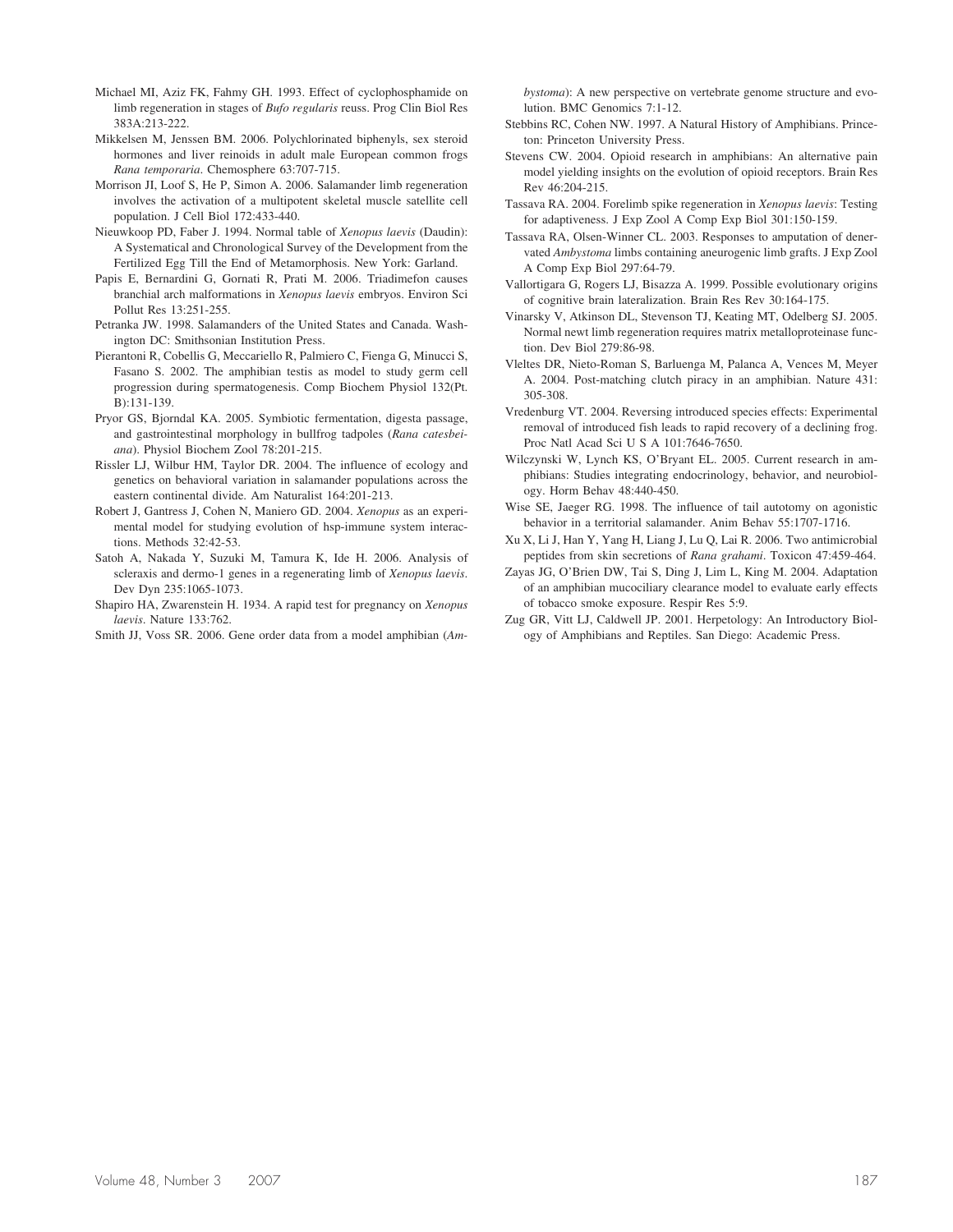Michael MI, Aziz FK, Fahmy GH. 1993. Effect of cyclophosphamide on limb regeneration in stages of *Bufo regularis* reuss. Prog Clin Biol Res 383A:213-222.

Mikkelsen M, Jenssen BM. 2006. Polychlorinated biphenyls, sex steroid hormones and liver reinoids in adult male European common frogs *Rana temporaria*. Chemosphere 63:707-715.

Morrison JI, Loof S, He P, Simon A. 2006. Salamander limb regeneration involves the activation of a multipotent skeletal muscle satellite cell population. J Cell Biol 172:433-440.

Nieuwkoop PD, Faber J. 1994. Normal table of *Xenopus laevis* (Daudin): A Systematical and Chronological Survey of the Development from the Fertilized Egg Till the End of Metamorphosis. New York: Garland.

Papis E, Bernardini G, Gornati R, Prati M. 2006. Triadimefon causes branchial arch malformations in *Xenopus laevis* embryos. Environ Sci Pollut Res 13:251-255.

Petranka JW. 1998. Salamanders of the United States and Canada. Washington DC: Smithsonian Institution Press.

Pierantoni R, Cobellis G, Meccariello R, Palmiero C, Fienga G, Minucci S, Fasano S. 2002. The amphibian testis as model to study germ cell progression during spermatogenesis. Comp Biochem Physiol 132(Pt. B):131-139.

Pryor GS, Bjorndal KA. 2005. Symbiotic fermentation, digesta passage, and gastrointestinal morphology in bullfrog tadpoles (*Rana catesbeiana*). Physiol Biochem Zool 78:201-215.

Rissler LJ, Wilbur HM, Taylor DR. 2004. The influence of ecology and genetics on behavioral variation in salamander populations across the eastern continental divide. Am Naturalist 164:201-213.

Robert J, Gantress J, Cohen N, Maniero GD. 2004. *Xenopus* as an experimental model for studying evolution of hsp-immune system interactions. Methods 32:42-53.

Satoh A, Nakada Y, Suzuki M, Tamura K, Ide H. 2006. Analysis of scleraxis and dermo-1 genes in a regenerating limb of *Xenopus laevis*. Dev Dyn 235:1065-1073.

Shapiro HA, Zwarenstein H. 1934. A rapid test for pregnancy on *Xenopus laevis*. Nature 133:762.

Smith JJ, Voss SR. 2006. Gene order data from a model amphibian (*Ambystoma*): A new perspective on vertebrate genome structure and evolution. BMC Genomics 7:1-12.

Stebbins RC, Cohen NW. 1997. A Natural History of Amphibians. Princeton: Princeton University Press.

Stevens CW. 2004. Opioid research in amphibians: An alternative pain model yielding insights on the evolution of opioid receptors. Brain Res Rev 46:204-215.

Tassava RA. 2004. Forelimb spike regeneration in *Xenopus laevis*: Testing for adaptiveness. J Exp Zool A Comp Exp Biol 301:150-159.

Tassava RA, Olsen-Winner CL. 2003. Responses to amputation of denervated *Ambystoma* limbs containing aneurogenic limb grafts. J Exp Zool A Comp Exp Biol 297:64-79.

Vallortigara G, Rogers LJ, Bisazza A. 1999. Possible evolutionary origins of cognitive brain lateralization. Brain Res Rev 30:164-175.

Vinarsky V, Atkinson DL, Stevenson TJ, Keating MT, Odelberg SJ. 2005. Normal newt limb regeneration requires matrix metalloproteinase function. Dev Biol 279:86-98.

Vleltes DR, Nieto-Roman S, Barluenga M, Palanca A, Vences M, Meyer A. 2004. Post-matching clutch piracy in an amphibian. Nature 431: 305-308.

Vredenburg VT. 2004. Reversing introduced species effects: Experimental removal of introduced fish leads to rapid recovery of a declining frog. Proc Natl Acad Sci U S A 101:7646-7650.

Wilczynski W, Lynch KS, O'Bryant EL. 2005. Current research in amphibians: Studies integrating endocrinology, behavior, and neurobiology. Horm Behav 48:440-450.

Wise SE, Jaeger RG. 1998. The influence of tail autotomy on agonistic behavior in a territorial salamander. Anim Behav 55:1707-1716.

Xu X, Li J, Han Y, Yang H, Liang J, Lu Q, Lai R. 2006. Two antimicrobial peptides from skin secretions of *Rana grahami*. Toxicon 47:459-464.

Zayas JG, O'Brien DW, Tai S, Ding J, Lim L, King M. 2004. Adaptation of an amphibian mucociliary clearance model to evaluate early effects of tobacco smoke exposure. Respir Res 5:9.

Zug GR, Vitt LJ, Caldwell JP. 2001. Herpetology: An Introductory Biology of Amphibians and Reptiles. San Diego: Academic Press.